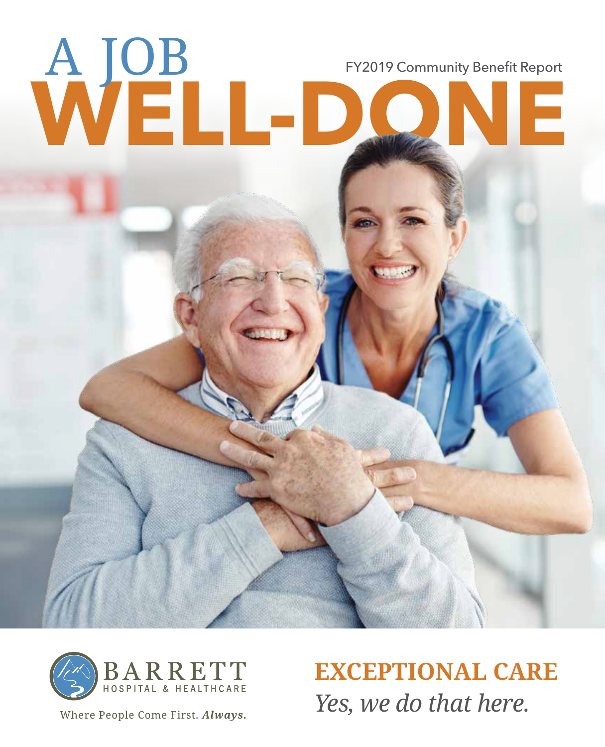# A JOB WELL-DONE

FY2019 Community Benefit Report

BARRETT
HOSPITAL & HEALTHCARE

Where People Come First. ***Always.***

**EXCEPTIONAL CARE**

*Yes, we do that here.*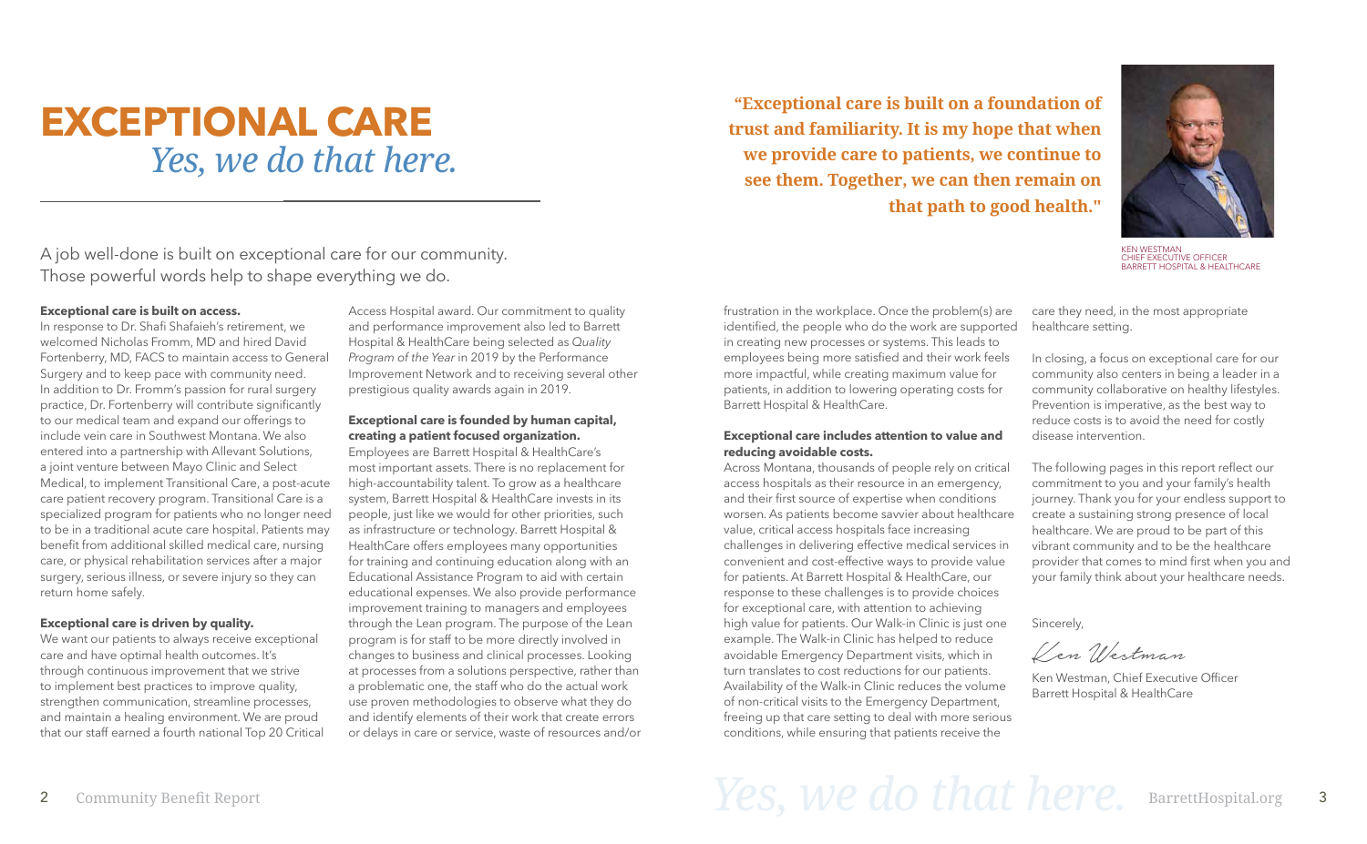# EXCEPTIONAL CARE

*Yes, we do that here.*

A job well-done is built on exceptional care for our community. Those powerful words help to shape everything we do.

**"Exceptional care is built on a foundation of trust and familiarity. It is my hope that when we provide care to patients, we continue to see them. Together, we can then remain on that path to good health."**

KEN WESTMAN
CHIEF EXECUTIVE OFFICER
BARRETT HOSPITAL & HEALTHCARE

**Exceptional care is built on access.**
In response to Dr. Shafi Shafaieh's retirement, we welcomed Nicholas Fromm, MD and hired David Fortenberry, MD, FACS to maintain access to General Surgery and to keep pace with community need. In addition to Dr. Fromm's passion for rural surgery practice, Dr. Fortenberry will contribute significantly to our medical team and expand our offerings to include vein care in Southwest Montana. We also entered into a partnership with Allevant Solutions, a joint venture between Mayo Clinic and Select Medical, to implement Transitional Care, a post-acute care patient recovery program. Transitional Care is a specialized program for patients who no longer need to be in a traditional acute care hospital. Patients may benefit from additional skilled medical care, nursing care, or physical rehabilitation services after a major surgery, serious illness, or severe injury so they can return home safely.

**Exceptional care is driven by quality.**
We want our patients to always receive exceptional care and have optimal health outcomes. It's through continuous improvement that we strive to implement best practices to improve quality, strengthen communication, streamline processes, and maintain a healing environment. We are proud that our staff earned a fourth national Top 20 Critical Access Hospital award. Our commitment to quality and performance improvement also led to Barrett Hospital & HealthCare being selected as *Quality Program of the Year* in 2019 by the Performance Improvement Network and to receiving several other prestigious quality awards again in 2019.

**Exceptional care is founded by human capital, creating a patient focused organization.**
Employees are Barrett Hospital & HealthCare's most important assets. There is no replacement for high-accountability talent. To grow as a healthcare system, Barrett Hospital & HealthCare invests in its people, just like we would for other priorities, such as infrastructure or technology. Barrett Hospital & HealthCare offers employees many opportunities for training and continuing education along with an Educational Assistance Program to aid with certain educational expenses. We also provide performance improvement training to managers and employees through the Lean program. The purpose of the Lean program is for staff to be more directly involved in changes to business and clinical processes. Looking at processes from a solutions perspective, rather than a problematic one, the staff who do the actual work use proven methodologies to observe what they do and identify elements of their work that create errors or delays in care or service, waste of resources and/or frustration in the workplace. Once the problem(s) are identified, the people who do the work are supported in creating new processes or systems. This leads to employees being more satisfied and their work feels more impactful, while creating maximum value for patients, in addition to lowering operating costs for Barrett Hospital & HealthCare.

**Exceptional care includes attention to value and reducing avoidable costs.**
Across Montana, thousands of people rely on critical access hospitals as their resource in an emergency, and their first source of expertise when conditions worsen. As patients become savvier about healthcare value, critical access hospitals face increasing challenges in delivering effective medical services in convenient and cost-effective ways to provide value for patients. At Barrett Hospital & HealthCare, our response to these challenges is to provide choices for exceptional care, with attention to achieving high value for patients. Our Walk-in Clinic is just one example. The Walk-in Clinic has helped to reduce avoidable Emergency Department visits, which in turn translates to cost reductions for our patients. Availability of the Walk-in Clinic reduces the volume of non-critical visits to the Emergency Department, freeing up that care setting to deal with more serious conditions, while ensuring that patients receive the care they need, in the most appropriate healthcare setting.

In closing, a focus on exceptional care for our community also centers in being a leader in a community collaborative on healthy lifestyles. Prevention is imperative, as the best way to reduce costs is to avoid the need for costly disease intervention.

The following pages in this report reflect our commitment to you and your family's health journey. Thank you for your endless support to create a sustaining strong presence of local healthcare. We are proud to be part of this vibrant community and to be the healthcare provider that comes to mind first when you and your family think about your healthcare needs.

Sincerely,

*Ken Westman*

Ken Westman, Chief Executive Officer
Barrett Hospital & HealthCare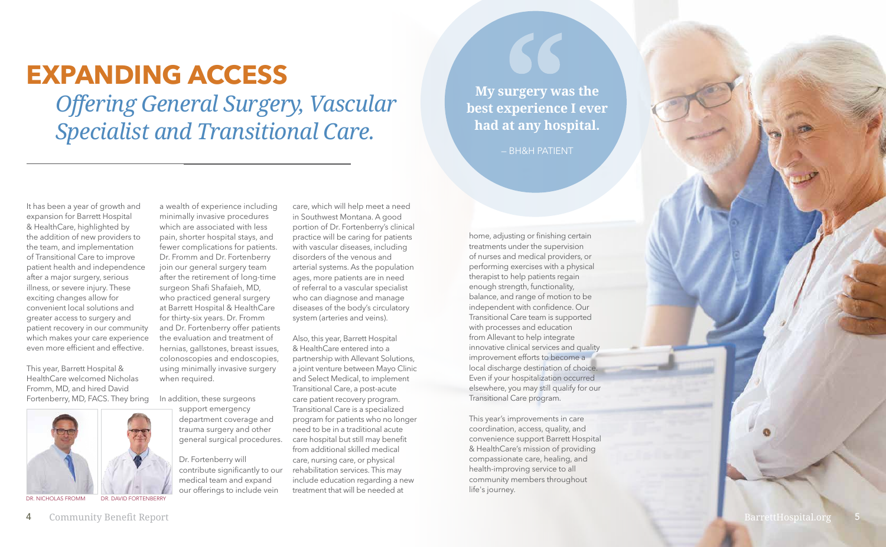# EXPANDING ACCESS

## *Offering General Surgery, Vascular Specialist and Transitional Care.*

> **My surgery was the best experience I ever had at any hospital.**
>
> – BH&H PATIENT

It has been a year of growth and expansion for Barrett Hospital & HealthCare, highlighted by the addition of new providers to the team, and implementation of Transitional Care to improve patient health and independence after a major surgery, serious illness, or severe injury. These exciting changes allow for convenient local solutions and greater access to surgery and patient recovery in our community which makes your care experience even more efficient and effective.

This year, Barrett Hospital & HealthCare welcomed Nicholas Fromm, MD, and hired David Fortenberry, MD, FACS. They bring a wealth of experience including minimally invasive procedures which are associated with less pain, shorter hospital stays, and fewer complications for patients. Dr. Fromm and Dr. Fortenberry join our general surgery team after the retirement of long-time surgeon Shafi Shafaieh, MD, who practiced general surgery at Barrett Hospital & HealthCare for thirty-six years. Dr. Fromm and Dr. Fortenberry offer patients the evaluation and treatment of hernias, gallstones, breast issues, colonoscopies and endoscopies, using minimally invasive surgery when required.

DR. NICHOLAS FROMM

DR. DAVID FORTENBERRY

In addition, these surgeons support emergency department coverage and trauma surgery and other general surgical procedures.

Dr. Fortenberry will contribute significantly to our medical team and expand our offerings to include vein care, which will help meet a need in Southwest Montana. A good portion of Dr. Fortenberry's clinical practice will be caring for patients with vascular diseases, including disorders of the venous and arterial systems. As the population ages, more patients are in need of referral to a vascular specialist who can diagnose and manage diseases of the body's circulatory system (arteries and veins).

Also, this year, Barrett Hospital & HealthCare entered into a partnership with Allevant Solutions, a joint venture between Mayo Clinic and Select Medical, to implement Transitional Care, a post-acute care patient recovery program. Transitional Care is a specialized program for patients who no longer need to be in a traditional acute care hospital but still may benefit from additional skilled medical care, nursing care, or physical rehabilitation services. This may include education regarding a new treatment that will be needed at home, adjusting or finishing certain treatments under the supervision of nurses and medical providers, or performing exercises with a physical therapist to help patients regain enough strength, functionality, balance, and range of motion to be independent with confidence. Our Transitional Care team is supported with processes and education from Allevant to help integrate innovative clinical services and quality improvement efforts to become a local discharge destination of choice. Even if your hospitalization occurred elsewhere, you may still qualify for our Transitional Care program.

This year's improvements in care coordination, access, quality, and convenience support Barrett Hospital & HealthCare's mission of providing compassionate care, healing, and health-improving service to all community members throughout life's journey.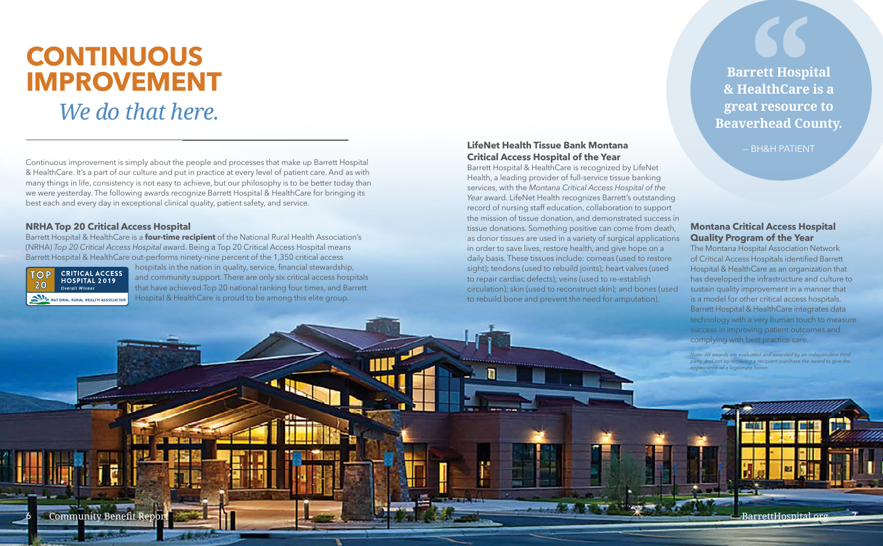# CONTINUOUS IMPROVEMENT

*We do that here.*

Continuous improvement is simply about the people and processes that make up Barrett Hospital & HealthCare. It's a part of our culture and put in practice at every level of patient care. And as with many things in life, consistency is not easy to achieve, but our philosophy is to be better today than we were yesterday. The following awards recognize Barrett Hospital & HealthCare for bringing its best each and every day in exceptional clinical quality, patient safety, and service.

### NRHA Top 20 Critical Access Hospital

Barrett Hospital & HealthCare is a **four-time recipient** of the National Rural Health Association's (NRHA) *Top 20 Critical Access Hospital* award. Being a Top 20 Critical Access Hospital means Barrett Hospital & HealthCare out-performs ninety-nine percent of the 1,350 critical access hospitals in the nation in quality, service, financial stewardship, and community support. There are only six critical access hospitals that have achieved Top 20 national ranking four times, and Barrett Hospital & HealthCare is proud to be among this elite group.

TOP 20 CRITICAL ACCESS HOSPITAL 2019 Overall Winner — NATIONAL RURAL HEALTH ASSOCIATION

### LifeNet Health Tissue Bank Montana Critical Access Hospital of the Year

Barrett Hospital & HealthCare is recognized by LifeNet Health, a leading provider of full-service tissue banking services, with the *Montana Critical Access Hospital of the Year* award. LifeNet Health recognizes Barrett's outstanding record of nursing staff education, collaboration to support the mission of tissue donation, and demonstrated success in tissue donations. Something positive can come from death, as donor tissues are used in a variety of surgical applications in order to save lives, restore health, and give hope on a daily basis. These tissues include: corneas (used to restore sight); tendons (used to rebuild joints); heart valves (used to repair cardiac defects); veins (used to re-establish circulation); skin (used to reconstruct skin); and bones (used to rebuild bone and prevent the need for amputation).

> **Barrett Hospital & HealthCare is a great resource to Beaverhead County.**
>
> — BH&H PATIENT

### Montana Critical Access Hospital Quality Program of the Year

The Montana Hospital Association Network of Critical Access Hospitals identified Barrett Hospital & HealthCare as an organization that has developed the infrastructure and culture to sustain quality improvement in a manner that is a model for other critical access hospitals. Barrett Hospital & HealthCare integrates data technology with a very human touch to measure success in improving patient outcomes and complying with best practice care.

*Note: All awards are evaluated and awarded by an independent third party, and not by requiring a recipient purchase the award to give the appearance of a legitimate honor.*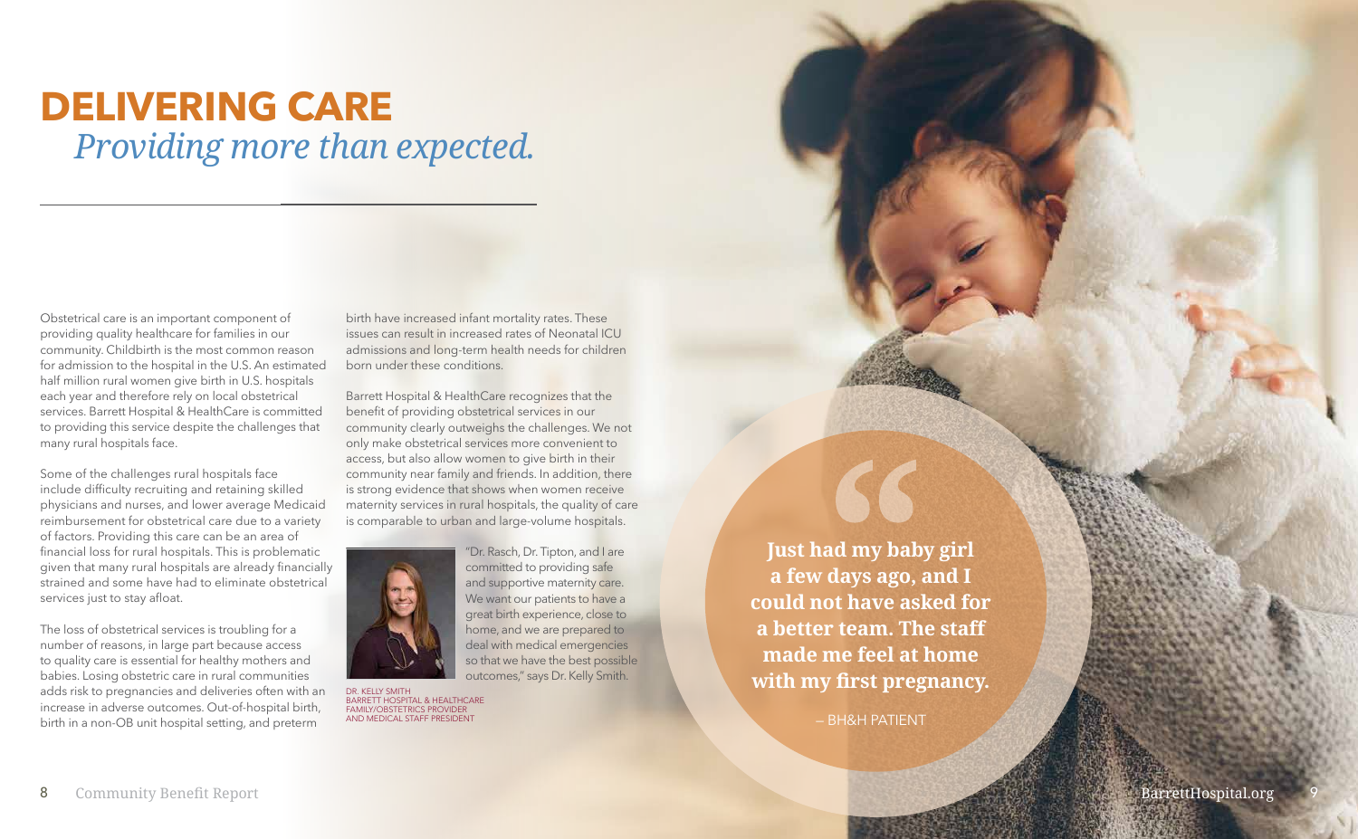# DELIVERING CARE

*Providing more than expected.*

Obstetrical care is an important component of providing quality healthcare for families in our community. Childbirth is the most common reason for admission to the hospital in the U.S. An estimated half million rural women give birth in U.S. hospitals each year and therefore rely on local obstetrical services. Barrett Hospital & HealthCare is committed to providing this service despite the challenges that many rural hospitals face.

Some of the challenges rural hospitals face include difficulty recruiting and retaining skilled physicians and nurses, and lower average Medicaid reimbursement for obstetrical care due to a variety of factors. Providing this care can be an area of financial loss for rural hospitals. This is problematic given that many rural hospitals are already financially strained and some have had to eliminate obstetrical services just to stay afloat.

The loss of obstetrical services is troubling for a number of reasons, in large part because access to quality care is essential for healthy mothers and babies. Losing obstetric care in rural communities adds risk to pregnancies and deliveries often with an increase in adverse outcomes. Out-of-hospital birth, birth in a non-OB unit hospital setting, and preterm birth have increased infant mortality rates. These issues can result in increased rates of Neonatal ICU admissions and long-term health needs for children born under these conditions.

Barrett Hospital & HealthCare recognizes that the benefit of providing obstetrical services in our community clearly outweighs the challenges. We not only make obstetrical services more convenient to access, but also allow women to give birth in their community near family and friends. In addition, there is strong evidence that shows when women receive maternity services in rural hospitals, the quality of care is comparable to urban and large-volume hospitals.

"Dr. Rasch, Dr. Tipton, and I are committed to providing safe and supportive maternity care. We want our patients to have a great birth experience, close to home, and we are prepared to deal with medical emergencies so that we have the best possible outcomes," says Dr. Kelly Smith.

DR. KELLY SMITH
BARRETT HOSPITAL & HEALTHCARE
FAMILY/OBSTETRICS PROVIDER
AND MEDICAL STAFF PRESIDENT

**Just had my baby girl a few days ago, and I could not have asked for a better team. The staff made me feel at home with my first pregnancy.**

– BH&H PATIENT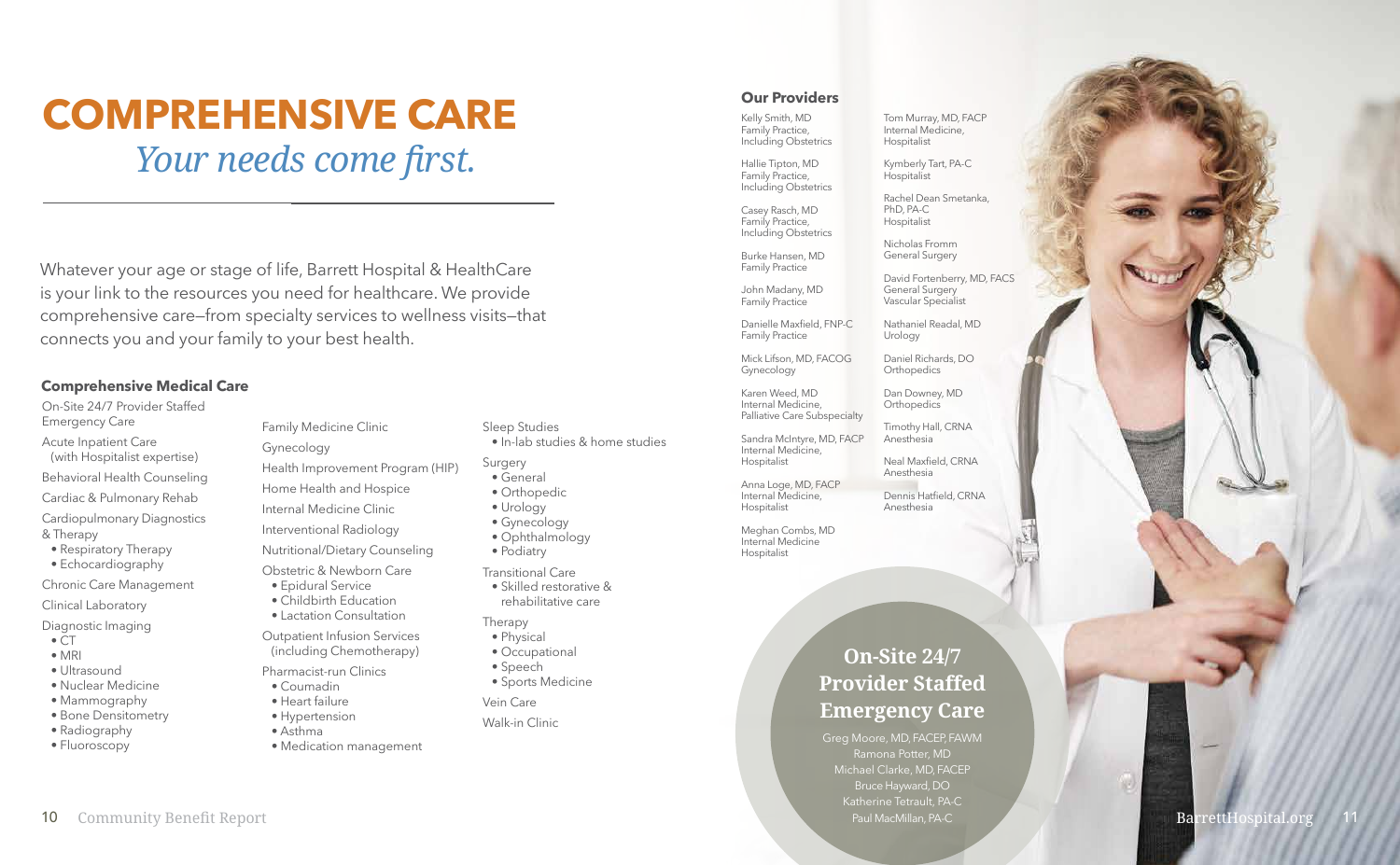# COMPREHENSIVE CARE

*Your needs come first.*

Whatever your age or stage of life, Barrett Hospital & HealthCare is your link to the resources you need for healthcare. We provide comprehensive care—from specialty services to wellness visits—that connects you and your family to your best health.

### Comprehensive Medical Care

On-Site 24/7 Provider Staffed Emergency Care

Acute Inpatient Care (with Hospitalist expertise)

Behavioral Health Counseling

Cardiac & Pulmonary Rehab

Cardiopulmonary Diagnostics & Therapy
- Respiratory Therapy
- Echocardiography

Chronic Care Management

Clinical Laboratory

Diagnostic Imaging
- CT
- MRI
- Ultrasound
- Nuclear Medicine
- Mammography
- Bone Densitometry
- Radiography
- Fluoroscopy

Family Medicine Clinic

Gynecology

Health Improvement Program (HIP)

Home Health and Hospice

Internal Medicine Clinic

Interventional Radiology

Nutritional/Dietary Counseling

Obstetric & Newborn Care
- Epidural Service
- Childbirth Education
- Lactation Consultation

Outpatient Infusion Services (including Chemotherapy)

Pharmacist-run Clinics
- Coumadin
- Heart failure
- Hypertension
- Asthma
- Medication management

Sleep Studies
- In-lab studies & home studies

Surgery
- General
- Orthopedic
- Urology
- Gynecology
- Ophthalmology
- Podiatry

Transitional Care
- Skilled restorative & rehabilitative care

Therapy
- Physical
- Occupational
- Speech
- Sports Medicine

Vein Care

Walk-in Clinic

### Our Providers

Kelly Smith, MD
Family Practice, Including Obstetrics

Hallie Tipton, MD
Family Practice, Including Obstetrics

Casey Rasch, MD
Family Practice, Including Obstetrics

Burke Hansen, MD
Family Practice

John Madany, MD
Family Practice

Danielle Maxfield, FNP-C
Family Practice

Mick Lifson, MD, FACOG
Gynecology

Karen Weed, MD
Internal Medicine, Palliative Care Subspecialty

Sandra McIntyre, MD, FACP
Internal Medicine, Hospitalist

Anna Loge, MD, FACP
Internal Medicine, Hospitalist

Meghan Combs, MD
Internal Medicine
Hospitalist

Tom Murray, MD, FACP
Internal Medicine, Hospitalist

Kymberly Tart, PA-C
Hospitalist

Rachel Dean Smetanka, PhD, PA-C
Hospitalist

Nicholas Fromm
General Surgery

David Fortenberry, MD, FACS
General Surgery
Vascular Specialist

Nathaniel Readal, MD
Urology

Daniel Richards, DO
Orthopedics

Dan Downey, MD
Orthopedics

Timothy Hall, CRNA
Anesthesia

Neal Maxfield, CRNA
Anesthesia

Dennis Hatfield, CRNA
Anesthesia

### On-Site 24/7 Provider Staffed Emergency Care

Greg Moore, MD, FACEP, FAWM
Ramona Potter, MD
Michael Clarke, MD, FACEP
Bruce Hayward, DO
Katherine Tetrault, PA-C
Paul MacMillan, PA-C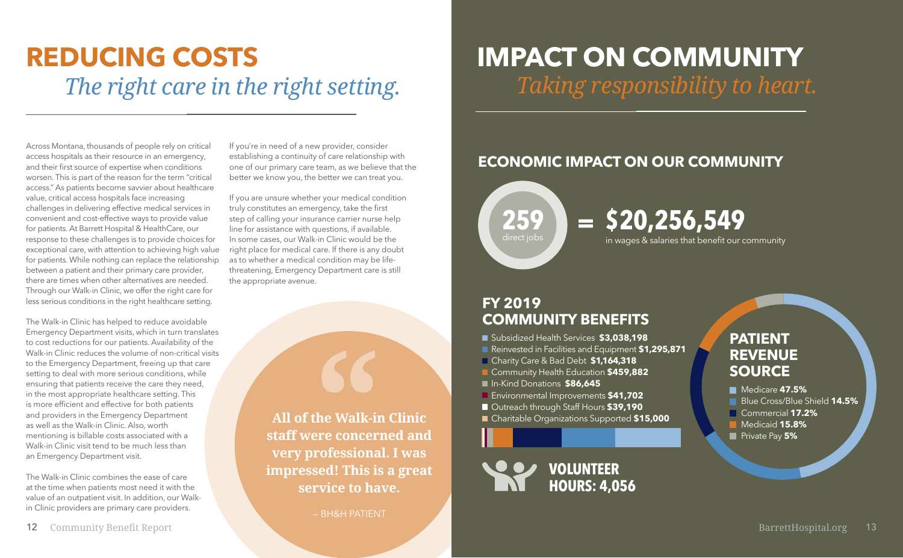# REDUCING COSTS

*The right care in the right setting.*

Across Montana, thousands of people rely on critical access hospitals as their resource in an emergency, and their first source of expertise when conditions worsen. This is part of the reason for the term "critical access." As patients become savvier about healthcare value, critical access hospitals face increasing challenges in delivering effective medical services in convenient and cost-effective ways to provide value for patients. At Barrett Hospital & HealthCare, our response to these challenges is to provide choices for exceptional care, with attention to achieving high value for patients. While nothing can replace the relationship between a patient and their primary care provider, there are times when other alternatives are needed. Through our Walk-in Clinic, we offer the right care for less serious conditions in the right healthcare setting.

The Walk-in Clinic has helped to reduce avoidable Emergency Department visits, which in turn translates to cost reductions for our patients. Availability of the Walk-in Clinic reduces the volume of non-critical visits to the Emergency Department, freeing up that care setting to deal with more serious conditions, while ensuring that patients receive the care they need, in the most appropriate healthcare setting. This is more efficient and effective for both patients and providers in the Emergency Department as well as the Walk-in Clinic. Also, worth mentioning is billable costs associated with a Walk-in Clinic visit tend to be much less than an Emergency Department visit.

The Walk-in Clinic combines the ease of care at the time when patients most need it with the value of an outpatient visit. In addition, our Walk-in Clinic providers are primary care providers.

If you're in need of a new provider, consider establishing a continuity of care relationship with one of our primary care team, as we believe that the better we know you, the better we can treat you.

If you are unsure whether your medical condition truly constitutes an emergency, take the first step of calling your insurance carrier nurse help line for assistance with questions, if available. In some cases, our Walk-in Clinic would be the right place for medical care. If there is any doubt as to whether a medical condition may be life-threatening, Emergency Department care is still the appropriate avenue.

> **All of the Walk-in Clinic staff were concerned and very professional. I was impressed! This is a great service to have.**
>
> – BH&H PATIENT

# IMPACT ON COMMUNITY

*Taking responsibility to heart.*

## ECONOMIC IMPACT ON OUR COMMUNITY

**259** direct jobs **= $20,256,549** in wages & salaries that benefit our community

## FY 2019 COMMUNITY BENEFITS

- Subsidized Health Services **$3,038,198**
- Reinvested in Facilities and Equipment **$1,295,871**
- Charity Care & Bad Debt **$1,164,318**
- Community Health Education **$459,882**
- In-Kind Donations **$86,645**
- Environmental Improvements **$41,702**
- Outreach through Staff Hours **$39,190**
- Charitable Organizations Supported **$15,000**

## PATIENT REVENUE SOURCE

- Medicare **47.5%**
- Blue Cross/Blue Shield **14.5%**
- Commercial **17.2%**
- Medicaid **15.8%**
- Private Pay **5%**

**VOLUNTEER HOURS: 4,056**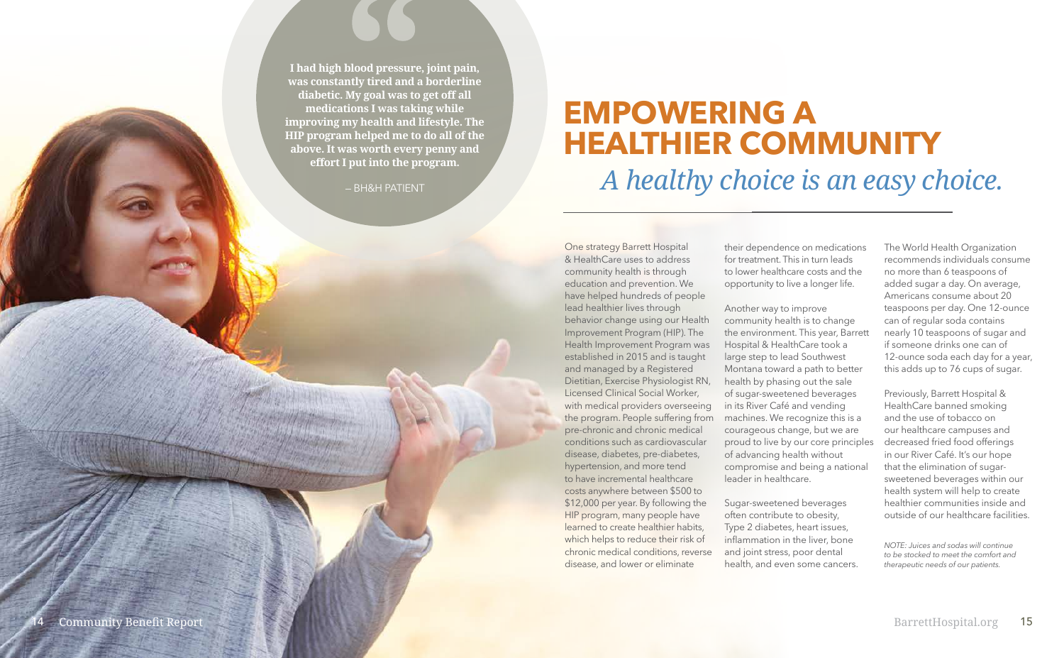> I had high blood pressure, joint pain, was constantly tired and a borderline diabetic. My goal was to get off all medications I was taking while improving my health and lifestyle. The HIP program helped me to do all of the above. It was worth every penny and effort I put into the program.
>
> – BH&H PATIENT

# EMPOWERING A HEALTHIER COMMUNITY

## *A healthy choice is an easy choice.*

One strategy Barrett Hospital & HealthCare uses to address community health is through education and prevention. We have helped hundreds of people lead healthier lives through behavior change using our Health Improvement Program (HIP). The Health Improvement Program was established in 2015 and is taught and managed by a Registered Dietitian, Exercise Physiologist RN, Licensed Clinical Social Worker, with medical providers overseeing the program. People suffering from pre-chronic and chronic medical conditions such as cardiovascular disease, diabetes, pre-diabetes, hypertension, and more tend to have incremental healthcare costs anywhere between $500 to $12,000 per year. By following the HIP program, many people have learned to create healthier habits, which helps to reduce their risk of chronic medical conditions, reverse disease, and lower or eliminate their dependence on medications for treatment. This in turn leads to lower healthcare costs and the opportunity to live a longer life.

Another way to improve community health is to change the environment. This year, Barrett Hospital & HealthCare took a large step to lead Southwest Montana toward a path to better health by phasing out the sale of sugar-sweetened beverages in its River Café and vending machines. We recognize this is a courageous change, but we are proud to live by our core principles of advancing health without compromise and being a national leader in healthcare.

Sugar-sweetened beverages often contribute to obesity, Type 2 diabetes, heart issues, inflammation in the liver, bone and joint stress, poor dental health, and even some cancers.

The World Health Organization recommends individuals consume no more than 6 teaspoons of added sugar a day. On average, Americans consume about 20 teaspoons per day. One 12-ounce can of regular soda contains nearly 10 teaspoons of sugar and if someone drinks one can of 12-ounce soda each day for a year, this adds up to 76 cups of sugar.

Previously, Barrett Hospital & HealthCare banned smoking and the use of tobacco on our healthcare campuses and decreased fried food offerings in our River Café. It's our hope that the elimination of sugar-sweetened beverages within our health system will help to create healthier communities inside and outside of our healthcare facilities.

*NOTE: Juices and sodas will continue to be stocked to meet the comfort and therapeutic needs of our patients.*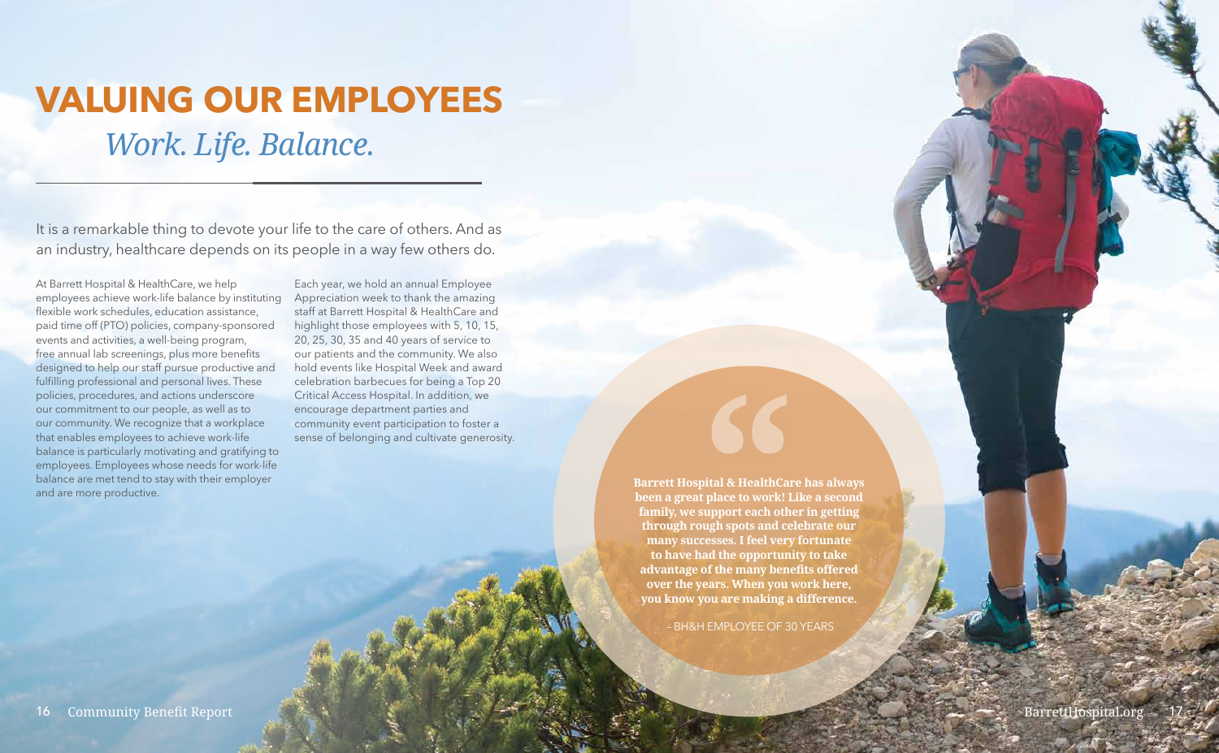# VALUING OUR EMPLOYEES

## *Work. Life. Balance.*

It is a remarkable thing to devote your life to the care of others. And as an industry, healthcare depends on its people in a way few others do.

At Barrett Hospital & HealthCare, we help employees achieve work-life balance by instituting flexible work schedules, education assistance, paid time off (PTO) policies, company-sponsored events and activities, a well-being program, free annual lab screenings, plus more benefits designed to help our staff pursue productive and fulfilling professional and personal lives. These policies, procedures, and actions underscore our commitment to our people, as well as to our community. We recognize that a workplace that enables employees to achieve work-life balance is particularly motivating and gratifying to employees. Employees whose needs for work-life balance are met tend to stay with their employer and are more productive.

Each year, we hold an annual Employee Appreciation week to thank the amazing staff at Barrett Hospital & HealthCare and highlight those employees with 5, 10, 15, 20, 25, 30, 35 and 40 years of service to our patients and the community. We also hold events like Hospital Week and award celebration barbecues for being a Top 20 Critical Access Hospital. In addition, we encourage department parties and community event participation to foster a sense of belonging and cultivate generosity.

> **"Barrett Hospital & HealthCare has always been a great place to work! Like a second family, we support each other in getting through rough spots and celebrate our many successes. I feel very fortunate to have had the opportunity to take advantage of the many benefits offered over the years. When you work here, you know you are making a difference.**
>
> – BH&H EMPLOYEE OF 30 YEARS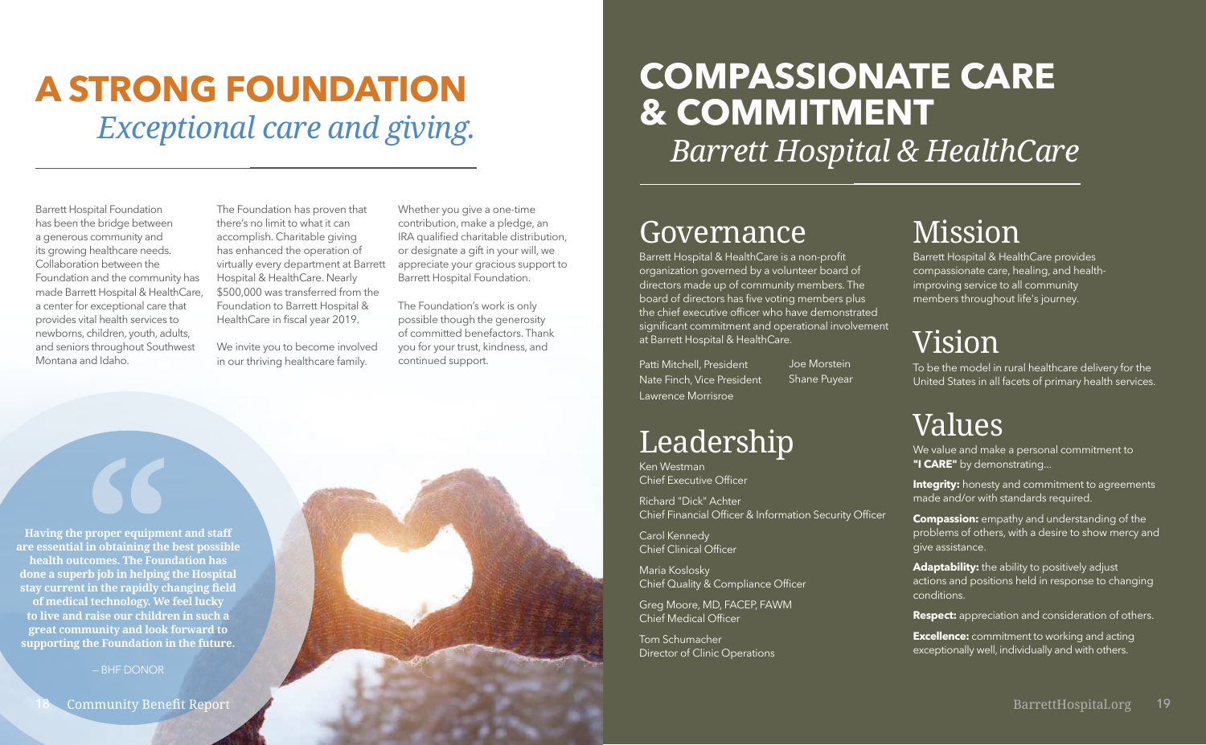# A STRONG FOUNDATION

*Exceptional care and giving.*

Barrett Hospital Foundation has been the bridge between a generous community and its growing healthcare needs. Collaboration between the Foundation and the community has made Barrett Hospital & HealthCare, a center for exceptional care that provides vital health services to newborns, children, youth, adults, and seniors throughout Southwest Montana and Idaho.

The Foundation has proven that there's no limit to what it can accomplish. Charitable giving has enhanced the operation of virtually every department at Barrett Hospital & HealthCare. Nearly $500,000 was transferred from the Foundation to Barrett Hospital & HealthCare in fiscal year 2019.

We invite you to become involved in our thriving healthcare family.

Whether you give a one-time contribution, make a pledge, an IRA qualified charitable distribution, or designate a gift in your will, we appreciate your gracious support to Barrett Hospital Foundation.

The Foundation's work is only possible though the generosity of committed benefactors. Thank you for your trust, kindness, and continued support.

> **Having the proper equipment and staff are essential in obtaining the best possible health outcomes. The Foundation has done a superb job in helping the Hospital stay current in the rapidly changing field of medical technology. We feel lucky to live and raise our children in such a great community and look forward to supporting the Foundation in the future.**
>
> – BHF DONOR

# COMPASSIONATE CARE & COMMITMENT

*Barrett Hospital & HealthCare*

## Governance

Barrett Hospital & HealthCare is a non-profit organization governed by a volunteer board of directors made up of community members. The board of directors has five voting members plus the chief executive officer who have demonstrated significant commitment and operational involvement at Barrett Hospital & HealthCare.

Patti Mitchell, President
Nate Finch, Vice President
Lawrence Morrisroe
Joe Morstein
Shane Puyear

## Leadership

Ken Westman
Chief Executive Officer

Richard "Dick" Achter
Chief Financial Officer & Information Security Officer

Carol Kennedy
Chief Clinical Officer

Maria Koslosky
Chief Quality & Compliance Officer

Greg Moore, MD, FACEP, FAWM
Chief Medical Officer

Tom Schumacher
Director of Clinic Operations

## Mission

Barrett Hospital & HealthCare provides compassionate care, healing, and health-improving service to all community members throughout life's journey.

## Vision

To be the model in rural healthcare delivery for the United States in all facets of primary health services.

## Values

We value and make a personal commitment to **"I CARE"** by demonstrating...

**Integrity:** honesty and commitment to agreements made and/or with standards required.

**Compassion:** empathy and understanding of the problems of others, with a desire to show mercy and give assistance.

**Adaptability:** the ability to positively adjust actions and positions held in response to changing conditions.

**Respect:** appreciation and consideration of others.

**Excellence:** commitment to working and acting exceptionally well, individually and with others.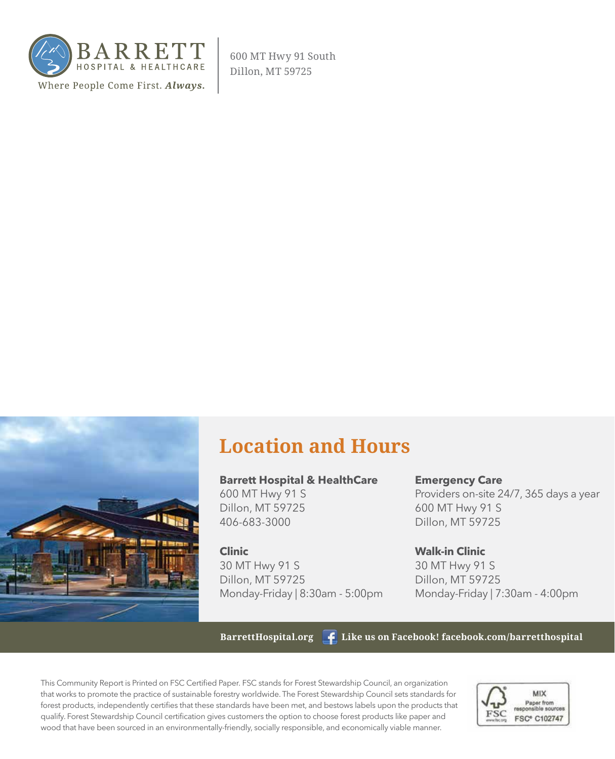BARRETT
HOSPITAL & HEALTHCARE
Where People Come First. ***Always.***

600 MT Hwy 91 South
Dillon, MT 59725

## Location and Hours

**Barrett Hospital & HealthCare**
600 MT Hwy 91 S
Dillon, MT 59725
406-683-3000

**Clinic**
30 MT Hwy 91 S
Dillon, MT 59725
Monday-Friday | 8:30am - 5:00pm

**Emergency Care**
Providers on-site 24/7, 365 days a year
600 MT Hwy 91 S
Dillon, MT 59725

**Walk-in Clinic**
30 MT Hwy 91 S
Dillon, MT 59725
Monday-Friday | 7:30am - 4:00pm

**BarrettHospital.org** **Like us on Facebook! facebook.com/barretthospital**

This Community Report is Printed on FSC Certified Paper. FSC stands for Forest Stewardship Council, an organization that works to promote the practice of sustainable forestry worldwide. The Forest Stewardship Council sets standards for forest products, independently certifies that these standards have been met, and bestows labels upon the products that qualify. Forest Stewardship Council certification gives customers the option to choose forest products like paper and wood that have been sourced in an environmentally-friendly, socially responsible, and economically viable manner.

MIX
Paper from responsible sources
FSC® C102747